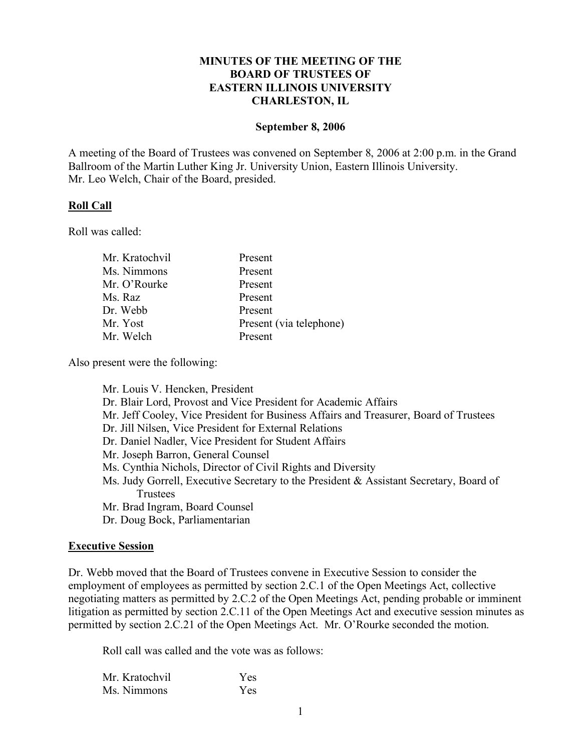# MINUTES OF THE MEETING OF THE BOARD OF TRUSTEES OF EASTERN ILLINOIS UNIVERSITY CHARLESTON, IL

**September 8, 2006**

A meeting of the Board of Trustees was convened on September 8, 2006 at 2:00 p.m. in the Grand Ballroom of the Martin Luther King Jr. University Union, Eastern Illinois University. Mr. Leo Welch, Chair of the Board, presided.

## Roll Call

Roll was called:

| | |
|---|---|
| Mr. Kratochvil | Present |
| Ms. Nimmons | Present |
| Mr. O'Rourke | Present |
| Ms. Raz | Present |
| Dr. Webb | Present |
| Mr. Yost | Present (via telephone) |
| Mr. Welch | Present |

Also present were the following:

- Mr. Louis V. Hencken, President
- Dr. Blair Lord, Provost and Vice President for Academic Affairs
- Mr. Jeff Cooley, Vice President for Business Affairs and Treasurer, Board of Trustees
- Dr. Jill Nilsen, Vice President for External Relations
- Dr. Daniel Nadler, Vice President for Student Affairs
- Mr. Joseph Barron, General Counsel
- Ms. Cynthia Nichols, Director of Civil Rights and Diversity
- Ms. Judy Gorrell, Executive Secretary to the President & Assistant Secretary, Board of Trustees
- Mr. Brad Ingram, Board Counsel
- Dr. Doug Bock, Parliamentarian

## Executive Session

Dr. Webb moved that the Board of Trustees convene in Executive Session to consider the employment of employees as permitted by section 2.C.1 of the Open Meetings Act, collective negotiating matters as permitted by 2.C.2 of the Open Meetings Act, pending probable or imminent litigation as permitted by section 2.C.11 of the Open Meetings Act and executive session minutes as permitted by section 2.C.21 of the Open Meetings Act. Mr. O'Rourke seconded the motion.

Roll call was called and the vote was as follows:

| | |
|---|---|
| Mr. Kratochvil | Yes |
| Ms. Nimmons | Yes |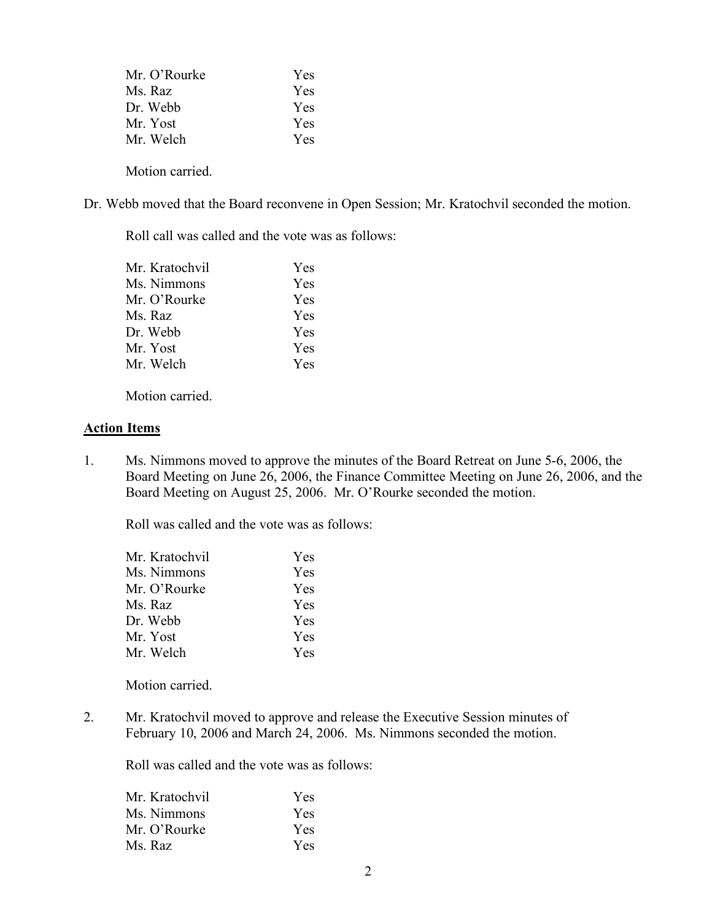| | |
|---|---|
| Mr. O'Rourke | Yes |
| Ms. Raz | Yes |
| Dr. Webb | Yes |
| Mr. Yost | Yes |
| Mr. Welch | Yes |

Motion carried.

Dr. Webb moved that the Board reconvene in Open Session; Mr. Kratochvil seconded the motion.

Roll call was called and the vote was as follows:

| | |
|---|---|
| Mr. Kratochvil | Yes |
| Ms. Nimmons | Yes |
| Mr. O'Rourke | Yes |
| Ms. Raz | Yes |
| Dr. Webb | Yes |
| Mr. Yost | Yes |
| Mr. Welch | Yes |

Motion carried.

## Action Items

1. Ms. Nimmons moved to approve the minutes of the Board Retreat on June 5-6, 2006, the Board Meeting on June 26, 2006, the Finance Committee Meeting on June 26, 2006, and the Board Meeting on August 25, 2006. Mr. O'Rourke seconded the motion.

   Roll was called and the vote was as follows:

   | | |
   |---|---|
   | Mr. Kratochvil | Yes |
   | Ms. Nimmons | Yes |
   | Mr. O'Rourke | Yes |
   | Ms. Raz | Yes |
   | Dr. Webb | Yes |
   | Mr. Yost | Yes |
   | Mr. Welch | Yes |

   Motion carried.

2. Mr. Kratochvil moved to approve and release the Executive Session minutes of February 10, 2006 and March 24, 2006. Ms. Nimmons seconded the motion.

   Roll was called and the vote was as follows:

   | | |
   |---|---|
   | Mr. Kratochvil | Yes |
   | Ms. Nimmons | Yes |
   | Mr. O'Rourke | Yes |
   | Ms. Raz | Yes |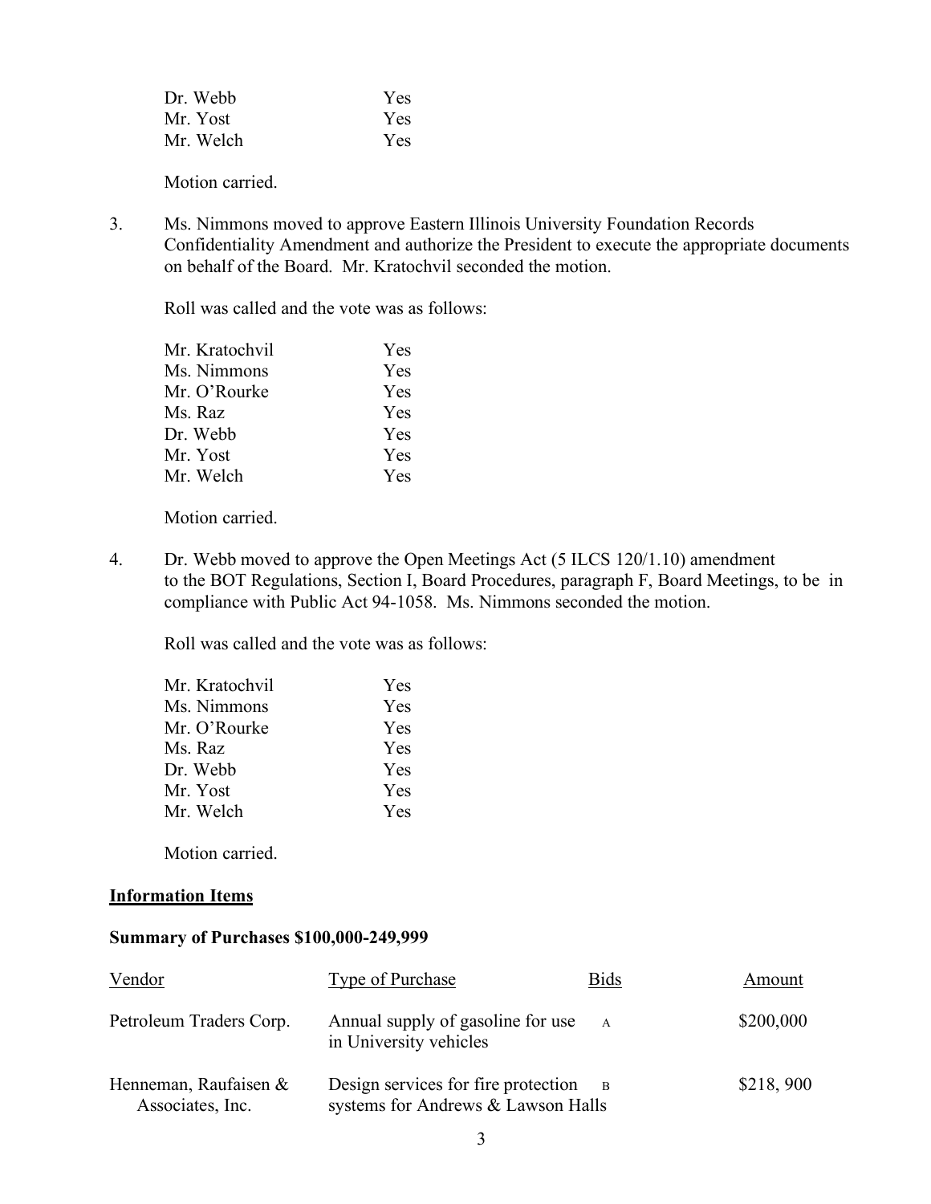| | |
|---|---|
| Dr. Webb | Yes |
| Mr. Yost | Yes |
| Mr. Welch | Yes |

Motion carried.

3. Ms. Nimmons moved to approve Eastern Illinois University Foundation Records Confidentiality Amendment and authorize the President to execute the appropriate documents on behalf of the Board. Mr. Kratochvil seconded the motion.

   Roll was called and the vote was as follows:

| | |
|---|---|
| Mr. Kratochvil | Yes |
| Ms. Nimmons | Yes |
| Mr. O'Rourke | Yes |
| Ms. Raz | Yes |
| Dr. Webb | Yes |
| Mr. Yost | Yes |
| Mr. Welch | Yes |

   Motion carried.

4. Dr. Webb moved to approve the Open Meetings Act (5 ILCS 120/1.10) amendment to the BOT Regulations, Section I, Board Procedures, paragraph F, Board Meetings, to be in compliance with Public Act 94-1058. Ms. Nimmons seconded the motion.

   Roll was called and the vote was as follows:

| | |
|---|---|
| Mr. Kratochvil | Yes |
| Ms. Nimmons | Yes |
| Mr. O'Rourke | Yes |
| Ms. Raz | Yes |
| Dr. Webb | Yes |
| Mr. Yost | Yes |
| Mr. Welch | Yes |

   Motion carried.

**Information Items**

**Summary of Purchases $100,000-249,999**

| Vendor | Type of Purchase | Bids | Amount |
|---|---|---|---|
| Petroleum Traders Corp. | Annual supply of gasoline for use in University vehicles | A | $200,000 |
| Henneman, Raufaisen & Associates, Inc. | Design services for fire protection systems for Andrews & Lawson Halls | B | $218, 900 |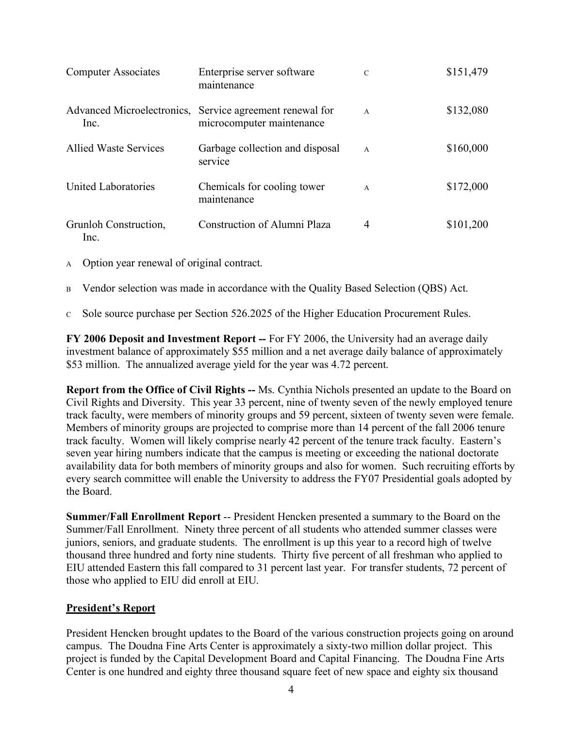| | | | |
|---|---|---|---|
| Computer Associates | Enterprise server software maintenance | C | $151,479 |
| Advanced Microelectronics, Inc. | Service agreement renewal for microcomputer maintenance | A | $132,080 |
| Allied Waste Services | Garbage collection and disposal service | A | $160,000 |
| United Laboratories | Chemicals for cooling tower maintenance | A | $172,000 |
| Grunloh Construction, Inc. | Construction of Alumni Plaza | 4 | $101,200 |

A Option year renewal of original contract.

B Vendor selection was made in accordance with the Quality Based Selection (QBS) Act.

C Sole source purchase per Section 526.2025 of the Higher Education Procurement Rules.

**FY 2006 Deposit and Investment Report --** For FY 2006, the University had an average daily investment balance of approximately $55 million and a net average daily balance of approximately $53 million. The annualized average yield for the year was 4.72 percent.

**Report from the Office of Civil Rights --** Ms. Cynthia Nichols presented an update to the Board on Civil Rights and Diversity. This year 33 percent, nine of twenty seven of the newly employed tenure track faculty, were members of minority groups and 59 percent, sixteen of twenty seven were female. Members of minority groups are projected to comprise more than 14 percent of the fall 2006 tenure track faculty. Women will likely comprise nearly 42 percent of the tenure track faculty. Eastern's seven year hiring numbers indicate that the campus is meeting or exceeding the national doctorate availability data for both members of minority groups and also for women. Such recruiting efforts by every search committee will enable the University to address the FY07 Presidential goals adopted by the Board.

**Summer/Fall Enrollment Report** -- President Hencken presented a summary to the Board on the Summer/Fall Enrollment. Ninety three percent of all students who attended summer classes were juniors, seniors, and graduate students. The enrollment is up this year to a record high of twelve thousand three hundred and forty nine students. Thirty five percent of all freshman who applied to EIU attended Eastern this fall compared to 31 percent last year. For transfer students, 72 percent of those who applied to EIU did enroll at EIU.

## President's Report

President Hencken brought updates to the Board of the various construction projects going on around campus. The Doudna Fine Arts Center is approximately a sixty-two million dollar project. This project is funded by the Capital Development Board and Capital Financing. The Doudna Fine Arts Center is one hundred and eighty three thousand square feet of new space and eighty six thousand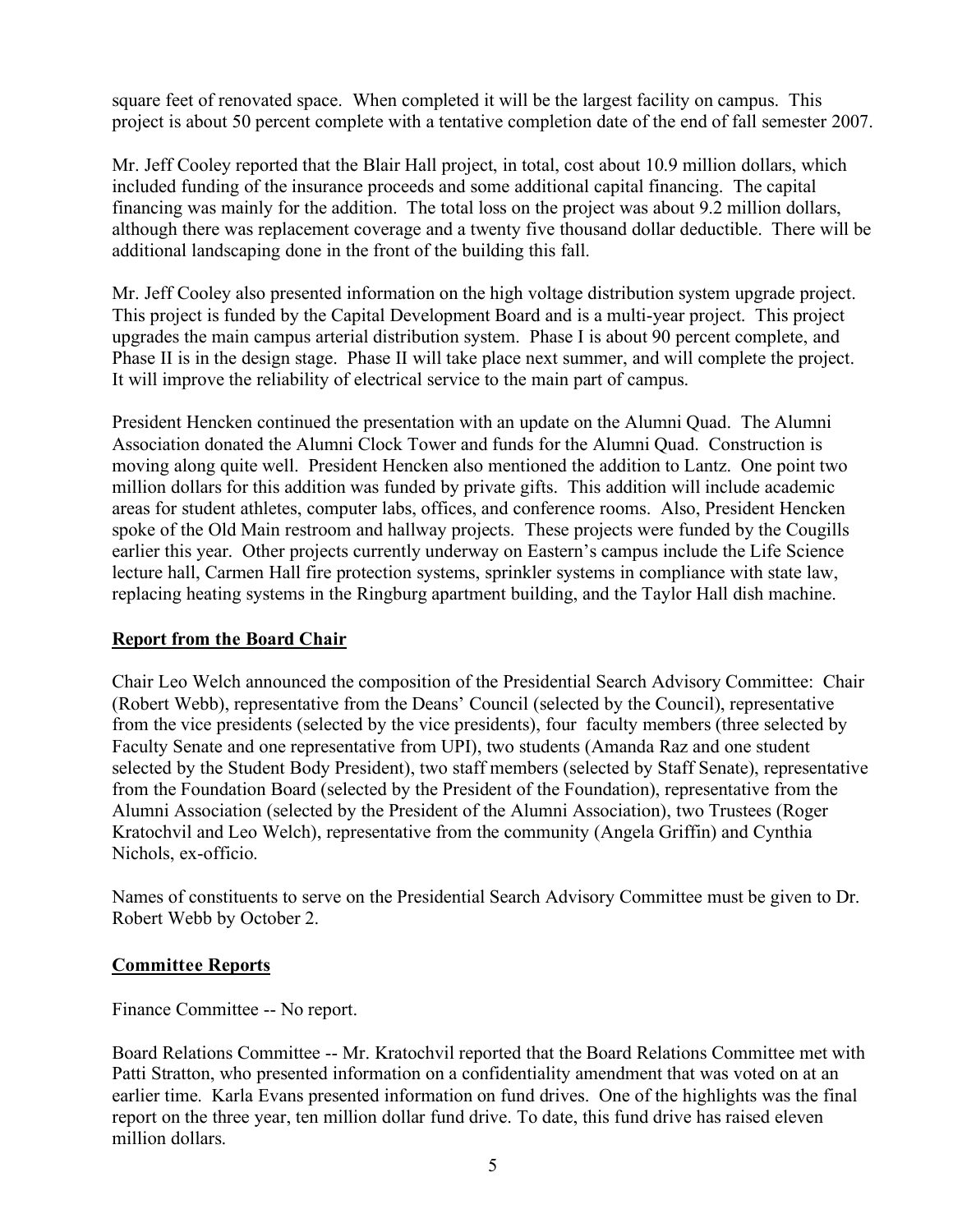square feet of renovated space. When completed it will be the largest facility on campus. This project is about 50 percent complete with a tentative completion date of the end of fall semester 2007.

Mr. Jeff Cooley reported that the Blair Hall project, in total, cost about 10.9 million dollars, which included funding of the insurance proceeds and some additional capital financing. The capital financing was mainly for the addition. The total loss on the project was about 9.2 million dollars, although there was replacement coverage and a twenty five thousand dollar deductible. There will be additional landscaping done in the front of the building this fall.

Mr. Jeff Cooley also presented information on the high voltage distribution system upgrade project. This project is funded by the Capital Development Board and is a multi-year project. This project upgrades the main campus arterial distribution system. Phase I is about 90 percent complete, and Phase II is in the design stage. Phase II will take place next summer, and will complete the project. It will improve the reliability of electrical service to the main part of campus.

President Hencken continued the presentation with an update on the Alumni Quad. The Alumni Association donated the Alumni Clock Tower and funds for the Alumni Quad. Construction is moving along quite well. President Hencken also mentioned the addition to Lantz. One point two million dollars for this addition was funded by private gifts. This addition will include academic areas for student athletes, computer labs, offices, and conference rooms. Also, President Hencken spoke of the Old Main restroom and hallway projects. These projects were funded by the Cougills earlier this year. Other projects currently underway on Eastern's campus include the Life Science lecture hall, Carmen Hall fire protection systems, sprinkler systems in compliance with state law, replacing heating systems in the Ringburg apartment building, and the Taylor Hall dish machine.

## Report from the Board Chair

Chair Leo Welch announced the composition of the Presidential Search Advisory Committee: Chair (Robert Webb), representative from the Deans' Council (selected by the Council), representative from the vice presidents (selected by the vice presidents), four faculty members (three selected by Faculty Senate and one representative from UPI), two students (Amanda Raz and one student selected by the Student Body President), two staff members (selected by Staff Senate), representative from the Foundation Board (selected by the President of the Foundation), representative from the Alumni Association (selected by the President of the Alumni Association), two Trustees (Roger Kratochvil and Leo Welch), representative from the community (Angela Griffin) and Cynthia Nichols, ex-officio.

Names of constituents to serve on the Presidential Search Advisory Committee must be given to Dr. Robert Webb by October 2.

## Committee Reports

Finance Committee -- No report.

Board Relations Committee -- Mr. Kratochvil reported that the Board Relations Committee met with Patti Stratton, who presented information on a confidentiality amendment that was voted on at an earlier time. Karla Evans presented information on fund drives. One of the highlights was the final report on the three year, ten million dollar fund drive. To date, this fund drive has raised eleven million dollars.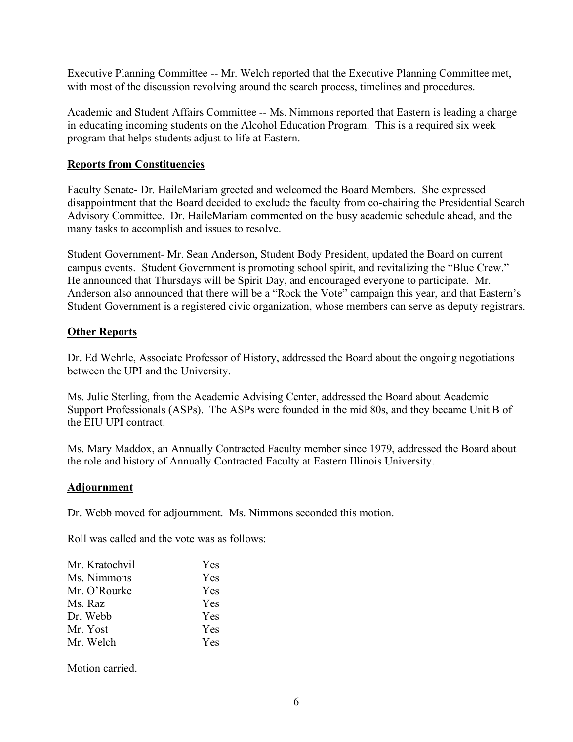Executive Planning Committee -- Mr. Welch reported that the Executive Planning Committee met, with most of the discussion revolving around the search process, timelines and procedures.

Academic and Student Affairs Committee -- Ms. Nimmons reported that Eastern is leading a charge in educating incoming students on the Alcohol Education Program. This is a required six week program that helps students adjust to life at Eastern.

## Reports from Constituencies

Faculty Senate- Dr. HaileMariam greeted and welcomed the Board Members. She expressed disappointment that the Board decided to exclude the faculty from co-chairing the Presidential Search Advisory Committee. Dr. HaileMariam commented on the busy academic schedule ahead, and the many tasks to accomplish and issues to resolve.

Student Government- Mr. Sean Anderson, Student Body President, updated the Board on current campus events. Student Government is promoting school spirit, and revitalizing the "Blue Crew." He announced that Thursdays will be Spirit Day, and encouraged everyone to participate. Mr. Anderson also announced that there will be a "Rock the Vote" campaign this year, and that Eastern's Student Government is a registered civic organization, whose members can serve as deputy registrars.

## Other Reports

Dr. Ed Wehrle, Associate Professor of History, addressed the Board about the ongoing negotiations between the UPI and the University.

Ms. Julie Sterling, from the Academic Advising Center, addressed the Board about Academic Support Professionals (ASPs). The ASPs were founded in the mid 80s, and they became Unit B of the EIU UPI contract.

Ms. Mary Maddox, an Annually Contracted Faculty member since 1979, addressed the Board about the role and history of Annually Contracted Faculty at Eastern Illinois University.

## Adjournment

Dr. Webb moved for adjournment. Ms. Nimmons seconded this motion.

Roll was called and the vote was as follows:

| | |
|---|---|
| Mr. Kratochvil | Yes |
| Ms. Nimmons | Yes |
| Mr. O'Rourke | Yes |
| Ms. Raz | Yes |
| Dr. Webb | Yes |
| Mr. Yost | Yes |
| Mr. Welch | Yes |

Motion carried.